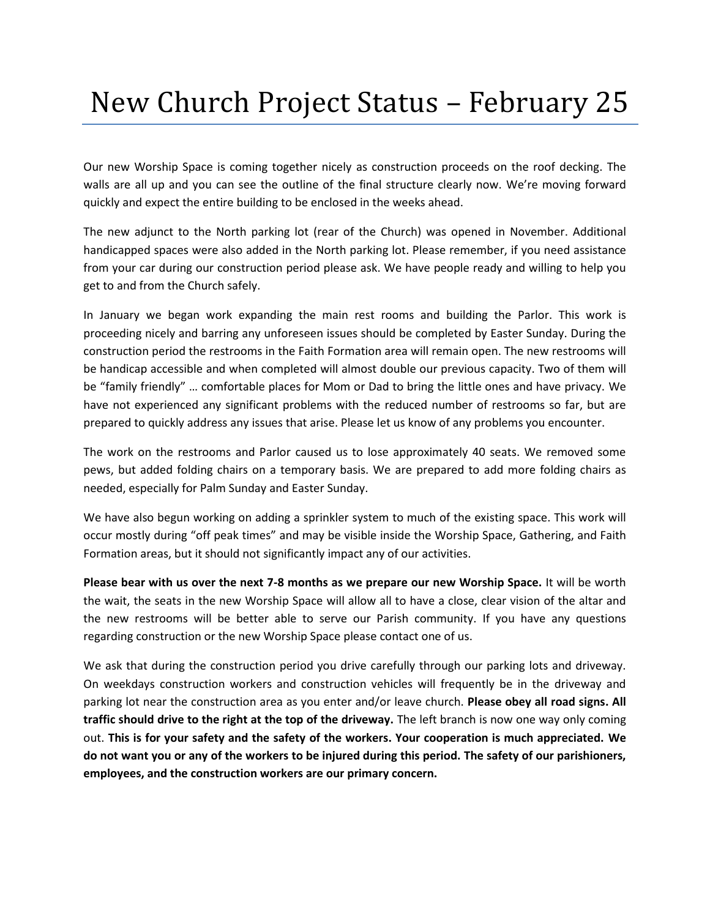# New Church Project Status – February 25

Our new Worship Space is coming together nicely as construction proceeds on the roof decking. The walls are all up and you can see the outline of the final structure clearly now. We're moving forward quickly and expect the entire building to be enclosed in the weeks ahead.

The new adjunct to the North parking lot (rear of the Church) was opened in November. Additional handicapped spaces were also added in the North parking lot. Please remember, if you need assistance from your car during our construction period please ask. We have people ready and willing to help you get to and from the Church safely.

In January we began work expanding the main rest rooms and building the Parlor. This work is proceeding nicely and barring any unforeseen issues should be completed by Easter Sunday. During the construction period the restrooms in the Faith Formation area will remain open. The new restrooms will be handicap accessible and when completed will almost double our previous capacity. Two of them will be "family friendly" … comfortable places for Mom or Dad to bring the little ones and have privacy. We have not experienced any significant problems with the reduced number of restrooms so far, but are prepared to quickly address any issues that arise. Please let us know of any problems you encounter.

The work on the restrooms and Parlor caused us to lose approximately 40 seats. We removed some pews, but added folding chairs on a temporary basis. We are prepared to add more folding chairs as needed, especially for Palm Sunday and Easter Sunday.

We have also begun working on adding a sprinkler system to much of the existing space. This work will occur mostly during "off peak times" and may be visible inside the Worship Space, Gathering, and Faith Formation areas, but it should not significantly impact any of our activities.

**Please bear with us over the next 7-8 months as we prepare our new Worship Space.** It will be worth the wait, the seats in the new Worship Space will allow all to have a close, clear vision of the altar and the new restrooms will be better able to serve our Parish community. If you have any questions regarding construction or the new Worship Space please contact one of us.

We ask that during the construction period you drive carefully through our parking lots and driveway. On weekdays construction workers and construction vehicles will frequently be in the driveway and parking lot near the construction area as you enter and/or leave church. **Please obey all road signs. All traffic should drive to the right at the top of the driveway.** The left branch is now one way only coming out. **This is for your safety and the safety of the workers. Your cooperation is much appreciated. We do not want you or any of the workers to be injured during this period. The safety of our parishioners, employees, and the construction workers are our primary concern.**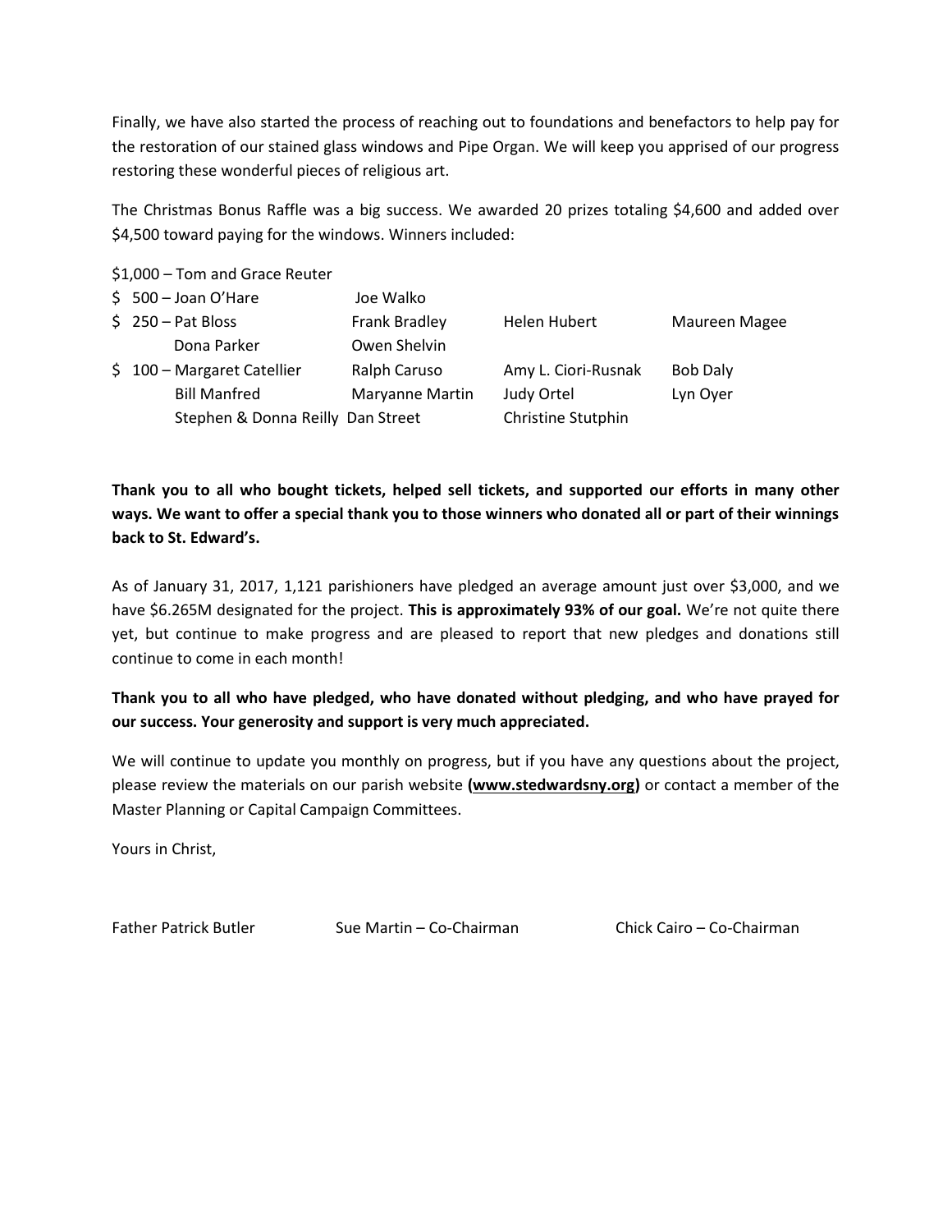Finally, we have also started the process of reaching out to foundations and benefactors to help pay for the restoration of our stained glass windows and Pipe Organ. We will keep you apprised of our progress restoring these wonderful pieces of religious art.

The Christmas Bonus Raffle was a big success. We awarded 20 prizes totaling $4,600 and added over $4,500 toward paying for the windows. Winners included:

| | | | |
|---|---|---|---|
| $1,000 – Tom and Grace Reuter | | | |
| $ 500 – Joan O'Hare | Joe Walko | | |
| $ 250 – Pat Bloss | Frank Bradley | Helen Hubert | Maureen Magee |
| Dona Parker | Owen Shelvin | | |
| $ 100 – Margaret Catellier | Ralph Caruso | Amy L. Ciori-Rusnak | Bob Daly |
| Bill Manfred | Maryanne Martin | Judy Ortel | Lyn Oyer |
| Stephen & Donna Reilly | Dan Street | Christine Stutphin | |

**Thank you to all who bought tickets, helped sell tickets, and supported our efforts in many other ways. We want to offer a special thank you to those winners who donated all or part of their winnings back to St. Edward's.**

As of January 31, 2017, 1,121 parishioners have pledged an average amount just over $3,000, and we have $6.265M designated for the project. **This is approximately 93% of our goal.** We're not quite there yet, but continue to make progress and are pleased to report that new pledges and donations still continue to come in each month!

**Thank you to all who have pledged, who have donated without pledging, and who have prayed for our success. Your generosity and support is very much appreciated.**

We will continue to update you monthly on progress, but if you have any questions about the project, please review the materials on our parish website **(www.stedwardsny.org)** or contact a member of the Master Planning or Capital Campaign Committees.

Yours in Christ,

Father Patrick Butler    Sue Martin – Co-Chairman    Chick Cairo – Co-Chairman